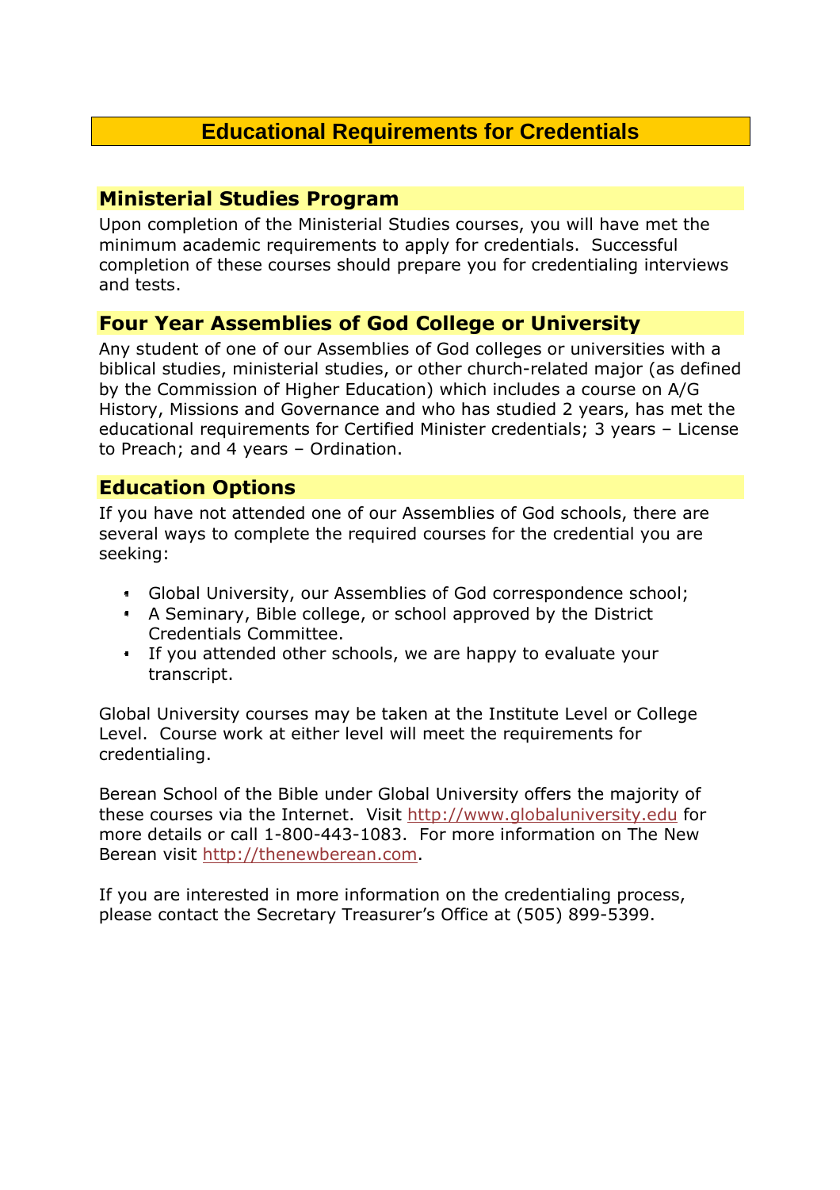# Educational Requirements for Credentials

## Ministerial Studies Program

Upon completion of the Ministerial Studies courses, you will have met the minimum academic requirements to apply for credentials. Successful completion of these courses should prepare you for credentialing interviews and tests.

## Four Year Assemblies of God College or University

Any student of one of our Assemblies of God colleges or universities with a biblical studies, ministerial studies, or other church-related major (as defined by the Commission of Higher Education) which includes a course on A/G History, Missions and Governance and who has studied 2 years, has met the educational requirements for Certified Minister credentials; 3 years – License to Preach; and 4 years – Ordination.

## Education Options

If you have not attended one of our Assemblies of God schools, there are several ways to complete the required courses for the credential you are seeking:

- Global University, our Assemblies of God correspondence school;
- A Seminary, Bible college, or school approved by the District Credentials Committee.
- If you attended other schools, we are happy to evaluate your transcript.

Global University courses may be taken at the Institute Level or College Level. Course work at either level will meet the requirements for credentialing.

Berean School of the Bible under Global University offers the majority of these courses via the Internet. Visit http://www.globaluniversity.edu for more details or call 1-800-443-1083. For more information on The New Berean visit http://thenewberean.com.

If you are interested in more information on the credentialing process, please contact the Secretary Treasurer's Office at (505) 899-5399.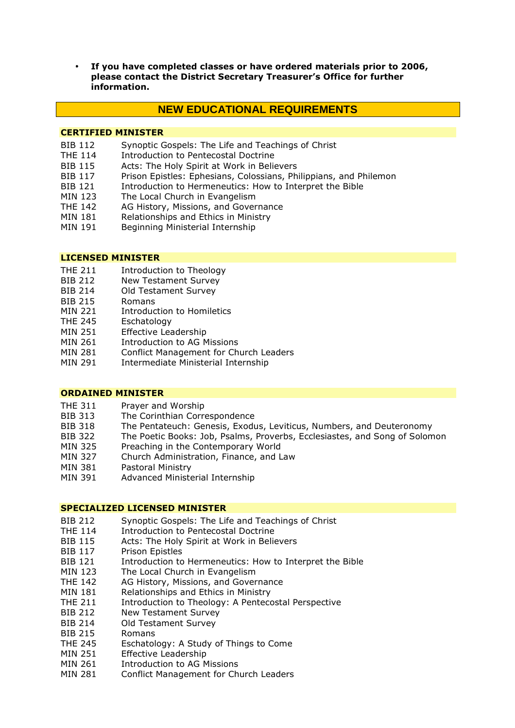- **If you have completed classes or have ordered materials prior to 2006, please contact the District Secretary Treasurer's Office for further information.**

## NEW EDUCATIONAL REQUIREMENTS

### CERTIFIED MINISTER

| | |
|---|---|
| BIB 112 | Synoptic Gospels: The Life and Teachings of Christ |
| THE 114 | Introduction to Pentecostal Doctrine |
| BIB 115 | Acts: The Holy Spirit at Work in Believers |
| BIB 117 | Prison Epistles: Ephesians, Colossians, Philippians, and Philemon |
| BIB 121 | Introduction to Hermeneutics: How to Interpret the Bible |
| MIN 123 | The Local Church in Evangelism |
| THE 142 | AG History, Missions, and Governance |
| MIN 181 | Relationships and Ethics in Ministry |
| MIN 191 | Beginning Ministerial Internship |

### LICENSED MINISTER

| | |
|---|---|
| THE 211 | Introduction to Theology |
| BIB 212 | New Testament Survey |
| BIB 214 | Old Testament Survey |
| BIB 215 | Romans |
| MIN 221 | Introduction to Homiletics |
| THE 245 | Eschatology |
| MIN 251 | Effective Leadership |
| MIN 261 | Introduction to AG Missions |
| MIN 281 | Conflict Management for Church Leaders |
| MIN 291 | Intermediate Ministerial Internship |

### ORDAINED MINISTER

| | |
|---|---|
| THE 311 | Prayer and Worship |
| BIB 313 | The Corinthian Correspondence |
| BIB 318 | The Pentateuch: Genesis, Exodus, Leviticus, Numbers, and Deuteronomy |
| BIB 322 | The Poetic Books: Job, Psalms, Proverbs, Ecclesiastes, and Song of Solomon |
| MIN 325 | Preaching in the Contemporary World |
| MIN 327 | Church Administration, Finance, and Law |
| MIN 381 | Pastoral Ministry |
| MIN 391 | Advanced Ministerial Internship |

### SPECIALIZED LICENSED MINISTER

| | |
|---|---|
| BIB 212 | Synoptic Gospels: The Life and Teachings of Christ |
| THE 114 | Introduction to Pentecostal Doctrine |
| BIB 115 | Acts: The Holy Spirit at Work in Believers |
| BIB 117 | Prison Epistles |
| BIB 121 | Introduction to Hermeneutics: How to Interpret the Bible |
| MIN 123 | The Local Church in Evangelism |
| THE 142 | AG History, Missions, and Governance |
| MIN 181 | Relationships and Ethics in Ministry |
| THE 211 | Introduction to Theology: A Pentecostal Perspective |
| BIB 212 | New Testament Survey |
| BIB 214 | Old Testament Survey |
| BIB 215 | Romans |
| THE 245 | Eschatology: A Study of Things to Come |
| MIN 251 | Effective Leadership |
| MIN 261 | Introduction to AG Missions |
| MIN 281 | Conflict Management for Church Leaders |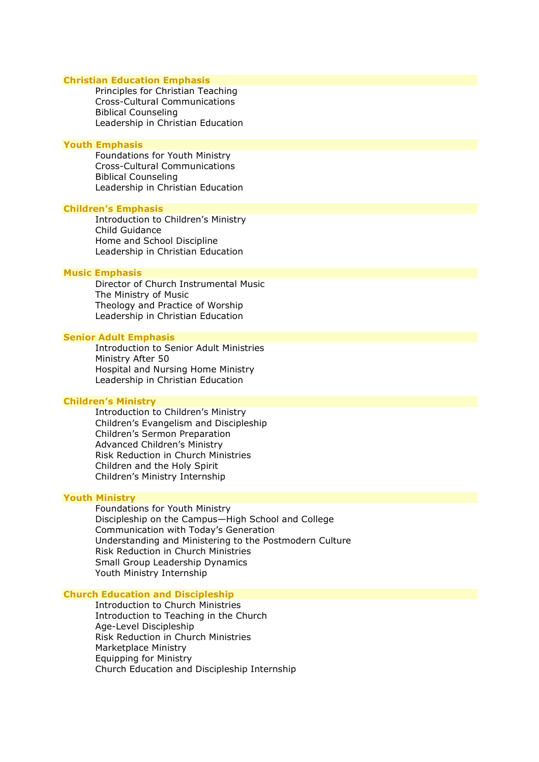### Christian Education Emphasis

- Principles for Christian Teaching
- Cross-Cultural Communications
- Biblical Counseling
- Leadership in Christian Education

### Youth Emphasis

- Foundations for Youth Ministry
- Cross-Cultural Communications
- Biblical Counseling
- Leadership in Christian Education

### Children’s Emphasis

- Introduction to Children’s Ministry
- Child Guidance
- Home and School Discipline
- Leadership in Christian Education

### Music Emphasis

- Director of Church Instrumental Music
- The Ministry of Music
- Theology and Practice of Worship
- Leadership in Christian Education

### Senior Adult Emphasis

- Introduction to Senior Adult Ministries
- Ministry After 50
- Hospital and Nursing Home Ministry
- Leadership in Christian Education

### Children’s Ministry

- Introduction to Children’s Ministry
- Children’s Evangelism and Discipleship
- Children’s Sermon Preparation
- Advanced Children’s Ministry
- Risk Reduction in Church Ministries
- Children and the Holy Spirit
- Children’s Ministry Internship

### Youth Ministry

- Foundations for Youth Ministry
- Discipleship on the Campus—High School and College
- Communication with Today’s Generation
- Understanding and Ministering to the Postmodern Culture
- Risk Reduction in Church Ministries
- Small Group Leadership Dynamics
- Youth Ministry Internship

### Church Education and Discipleship

- Introduction to Church Ministries
- Introduction to Teaching in the Church
- Age-Level Discipleship
- Risk Reduction in Church Ministries
- Marketplace Ministry
- Equipping for Ministry
- Church Education and Discipleship Internship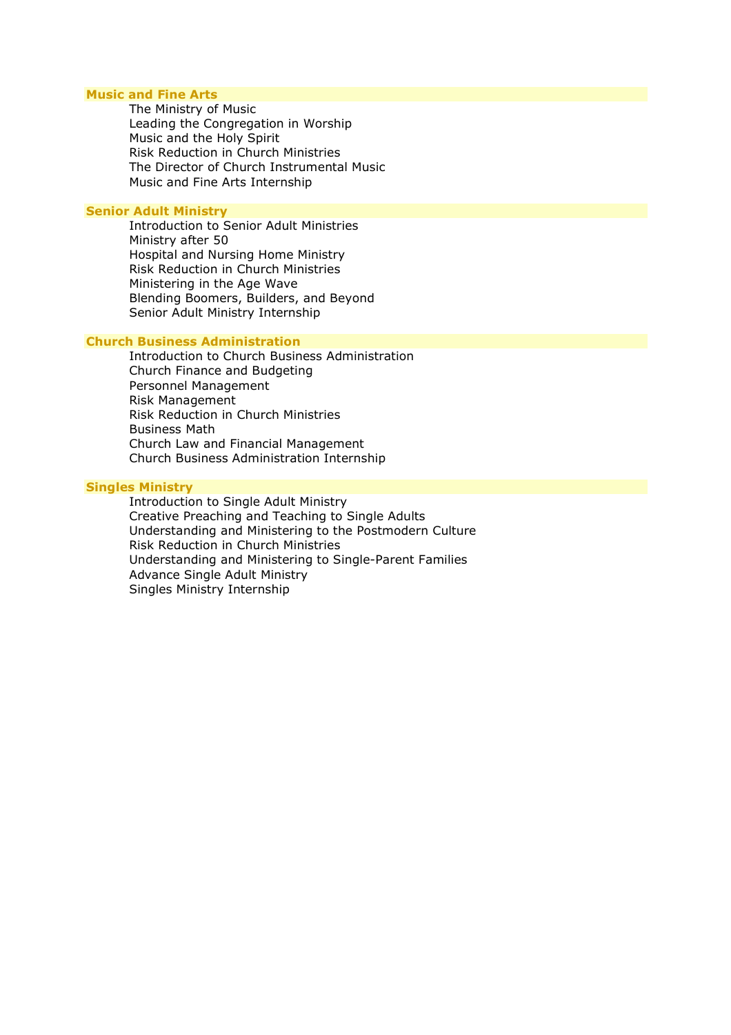**Music and Fine Arts**

The Ministry of Music
Leading the Congregation in Worship
Music and the Holy Spirit
Risk Reduction in Church Ministries
The Director of Church Instrumental Music
Music and Fine Arts Internship

**Senior Adult Ministry**

Introduction to Senior Adult Ministries
Ministry after 50
Hospital and Nursing Home Ministry
Risk Reduction in Church Ministries
Ministering in the Age Wave
Blending Boomers, Builders, and Beyond
Senior Adult Ministry Internship

**Church Business Administration**

Introduction to Church Business Administration
Church Finance and Budgeting
Personnel Management
Risk Management
Risk Reduction in Church Ministries
Business Math
Church Law and Financial Management
Church Business Administration Internship

**Singles Ministry**

Introduction to Single Adult Ministry
Creative Preaching and Teaching to Single Adults
Understanding and Ministering to the Postmodern Culture
Risk Reduction in Church Ministries
Understanding and Ministering to Single-Parent Families
Advance Single Adult Ministry
Singles Ministry Internship